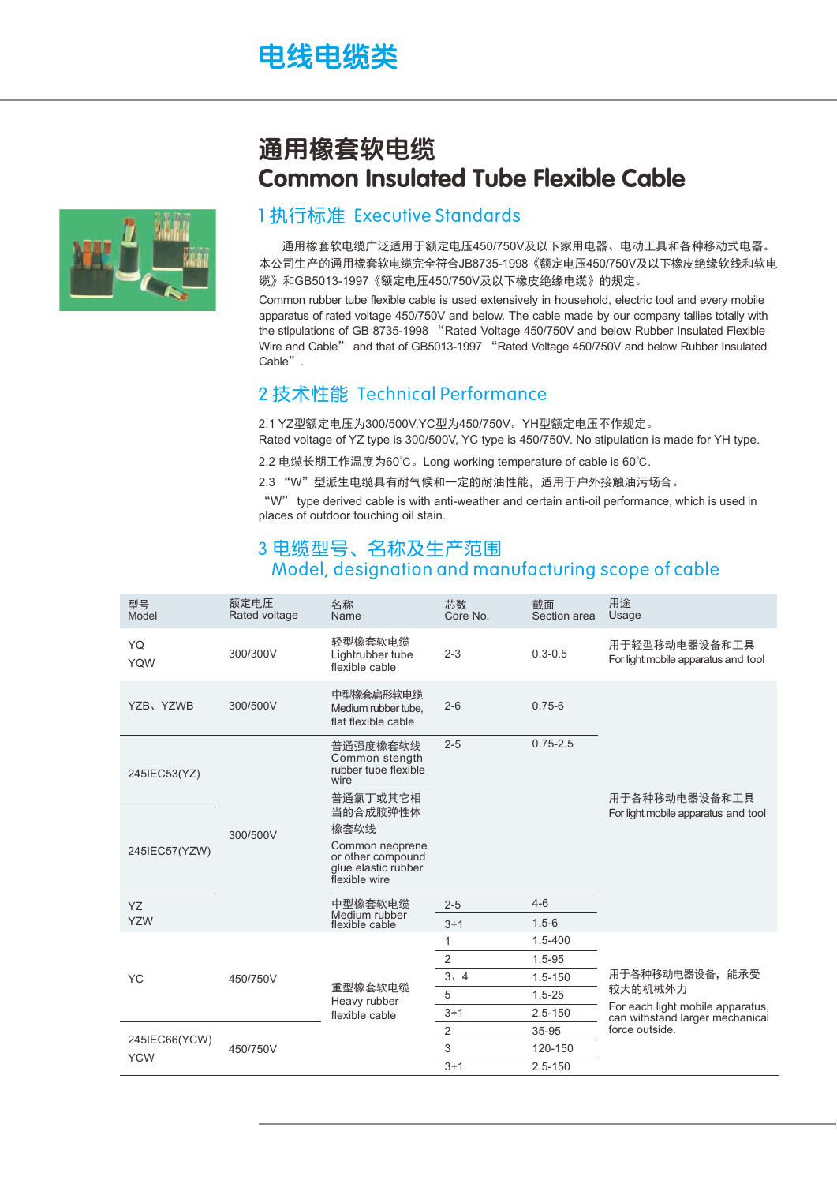# 电线电缆类

## 通用橡套软电缆
## Common Insulated Tube Flexible Cable

### 1 执行标准 Executive Standards

通用橡套软电缆广泛适用于额定电压450/750V及以下家用电器、电动工具和各种移动式电器。本公司生产的通用橡套软电缆完全符合JB8735-1998《额定电压450/750V及以下橡皮绝缘软线和软电缆》和GB5013-1997《额定电压450/750V及以下橡皮绝缘电缆》的规定。

Common rubber tube flexible cable is used extensively in household, electric tool and every mobile apparatus of rated voltage 450/750V and below. The cable made by our company tallies totally with the stipulations of GB 8735-1998 "Rated Voltage 450/750V and below Rubber Insulated Flexible Wire and Cable" and that of GB5013-1997 "Rated Voltage 450/750V and below Rubber Insulated Cable".

### 2 技术性能 Technical Performance

2.1 YZ型额定电压为300/500V,YC型为450/750V。YH型额定电压不作规定。
Rated voltage of YZ type is 300/500V, YC type is 450/750V. No stipulation is made for YH type.

2.2 电缆长期工作温度为60℃。Long working temperature of cable is 60℃.

2.3 "W"型派生电缆具有耐气候和一定的耐油性能，适用于户外接触油污场合。
"W" type derived cable is with anti-weather and certain anti-oil performance, which is used in places of outdoor touching oil stain.

### 3 电缆型号、名称及生产范围 Model, designation and manufacturing scope of cable

| 型号 Model | 额定电压 Rated voltage | 名称 Name | 芯数 Core No. | 截面 Section area | 用途 Usage |
|---|---|---|---|---|---|
| YQ YQW | 300/300V | 轻型橡套软电缆 Lightrubber tube flexible cable | 2-3 | 0.3-0.5 | 用于轻型移动电器设备和工具 For light mobile apparatus and tool |
| YZB、YZWB | 300/500V | 中型橡套扁形软电缆 Medium rubber tube, flat flexible cable | 2-6 | 0.75-6 | 用于各种移动电器设备和工具 For light mobile apparatus and tool |
| 245IEC53(YZ) | 300/500V | 普通强度橡套软线 Common stength rubber tube flexible wire | 2-5 | 0.75-2.5 | |
| 245IEC57(YZW) | 300/500V | 普通氯丁或其它相当的合成胶弹性体橡套软线 Common neoprene or other compound glue elastic rubber flexible wire | | | |
| YZ YZW | 300/500V | 中型橡套软电缆 Medium rubber flexible cable | 2-5 | 4-6 | |
| | | | 3+1 | 1.5-6 | |
| YC | 450/750V | 重型橡套软电缆 Heavy rubber flexible cable | 1 | 1.5-400 | 用于各种移动电器设备，能承受较大的机械外力 For each light mobile apparatus, can withstand larger mechanical force outside. |
| | | | 2 | 1.5-95 | |
| | | | 3、4 | 1.5-150 | |
| | | | 5 | 1.5-25 | |
| | | | 3+1 | 2.5-150 | |
| 245IEC66(YCW) YCW | 450/750V | | 2 | 35-95 | |
| | | | 3 | 120-150 | |
| | | | 3+1 | 2.5-150 | |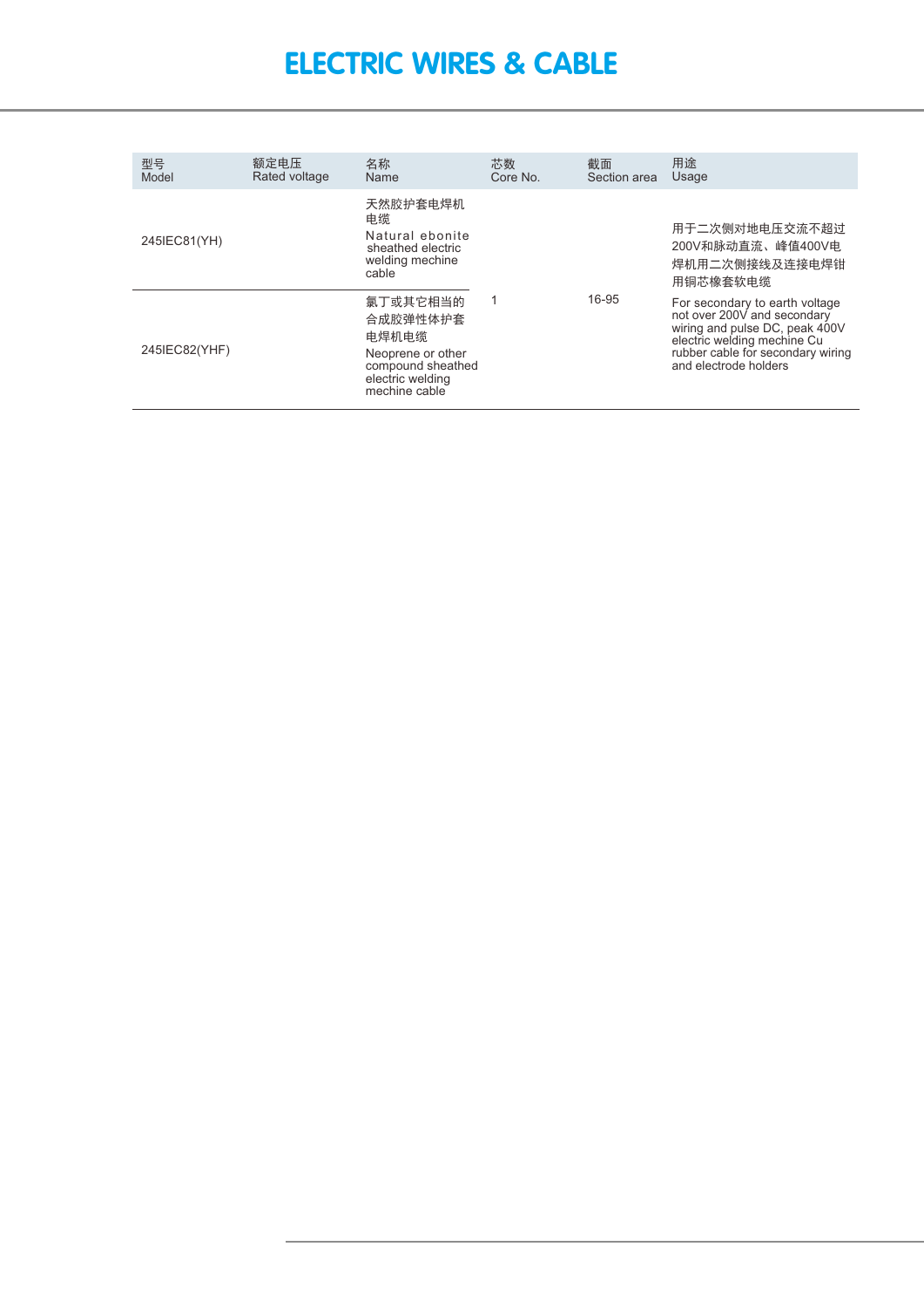# ELECTRIC WIRES & CABLE

| 型号 Model | 额定电压 Rated voltage | 名称 Name | 芯数 Core No. | 截面 Section area | 用途 Usage |
|---|---|---|---|---|---|
| 245IEC81(YH) | | 天然胶护套电焊机电缆 Natural ebonite sheathed electric welding mechine cable | 1 | 16-95 | 用于二次侧对地电压交流不超过200V和脉动直流、峰值400V电焊机用二次侧接线及连接电焊钳用铜芯橡套软电缆 For secondary to earth voltage not over 200V and secondary wiring and pulse DC, peak 400V electric welding mechine Cu rubber cable for secondary wiring and electrode holders |
| 245IEC82(YHF) | | 氯丁或其它相当的合成胶弹性体护套电焊机电缆 Neoprene or other compound sheathed electric welding mechine cable | | | |